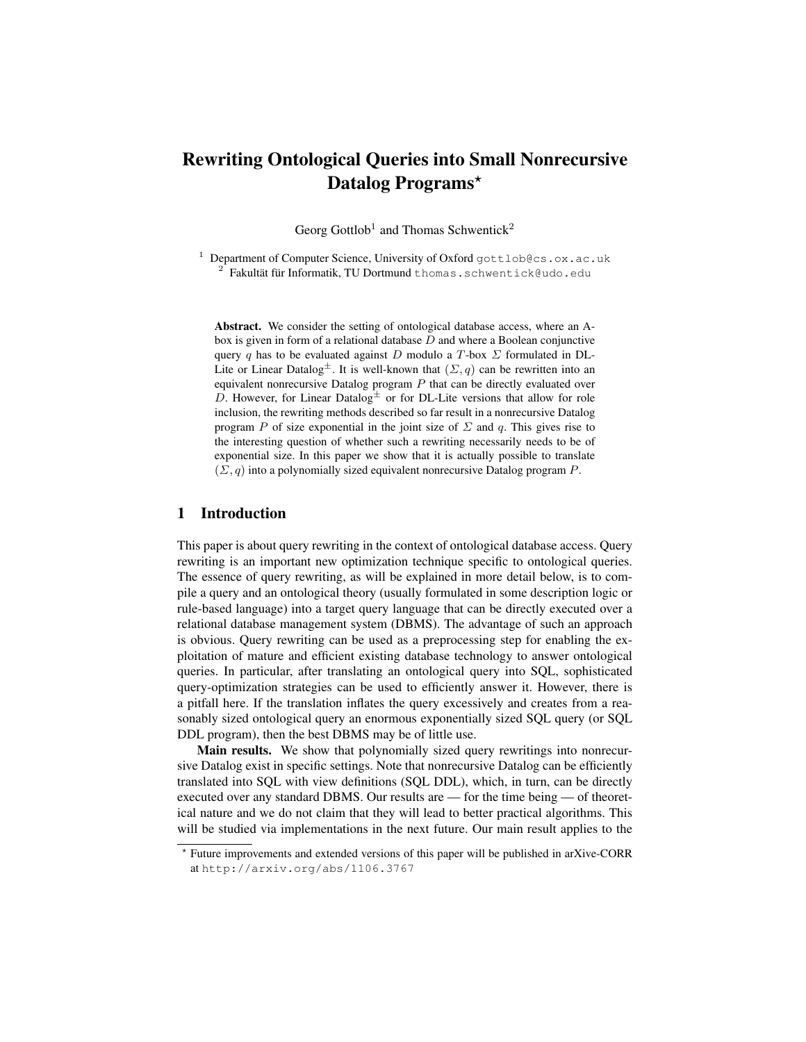# Rewriting Ontological Queries into Small Nonrecursive Datalog Programs*

Georg Gottlob[1] and Thomas Schwentick[2]

[1] Department of Computer Science, University of Oxford gottlob@cs.ox.ac.uk
[2] Fakultät für Informatik, TU Dortmund thomas.schwentick@udo.edu

**Abstract.** We consider the setting of ontological database access, where an A-box is given in form of a relational database $D$ and where a Boolean conjunctive query $q$ has to be evaluated against $D$ modulo a $T$-box $\Sigma$ formulated in DL-Lite or Linear Datalog$^{\pm}$. It is well-known that $(\Sigma, q)$ can be rewritten into an equivalent nonrecursive Datalog program $P$ that can be directly evaluated over $D$. However, for Linear Datalog$^{\pm}$ or for DL-Lite versions that allow for role inclusion, the rewriting methods described so far result in a nonrecursive Datalog program $P$ of size exponential in the joint size of $\Sigma$ and $q$. This gives rise to the interesting question of whether such a rewriting necessarily needs to be of exponential size. In this paper we show that it is actually possible to translate $(\Sigma, q)$ into a polynomially sized equivalent nonrecursive Datalog program $P$.

## 1 Introduction

This paper is about query rewriting in the context of ontological database access. Query rewriting is an important new optimization technique specific to ontological queries. The essence of query rewriting, as will be explained in more detail below, is to compile a query and an ontological theory (usually formulated in some description logic or rule-based language) into a target query language that can be directly executed over a relational database management system (DBMS). The advantage of such an approach is obvious. Query rewriting can be used as a preprocessing step for enabling the exploitation of mature and efficient existing database technology to answer ontological queries. In particular, after translating an ontological query into SQL, sophisticated query-optimization strategies can be used to efficiently answer it. However, there is a pitfall here. If the translation inflates the query excessively and creates from a reasonably sized ontological query an enormous exponentially sized SQL query (or SQL DDL program), then the best DBMS may be of little use.

**Main results.** We show that polynomially sized query rewritings into nonrecursive Datalog exist in specific settings. Note that nonrecursive Datalog can be efficiently translated into SQL with view definitions (SQL DDL), which, in turn, can be directly executed over any standard DBMS. Our results are — for the time being — of theoretical nature and we do not claim that they will lead to better practical algorithms. This will be studied via implementations in the next future. Our main result applies to the

* Future improvements and extended versions of this paper will be published in arXive-CORR at http://arxiv.org/abs/1106.3767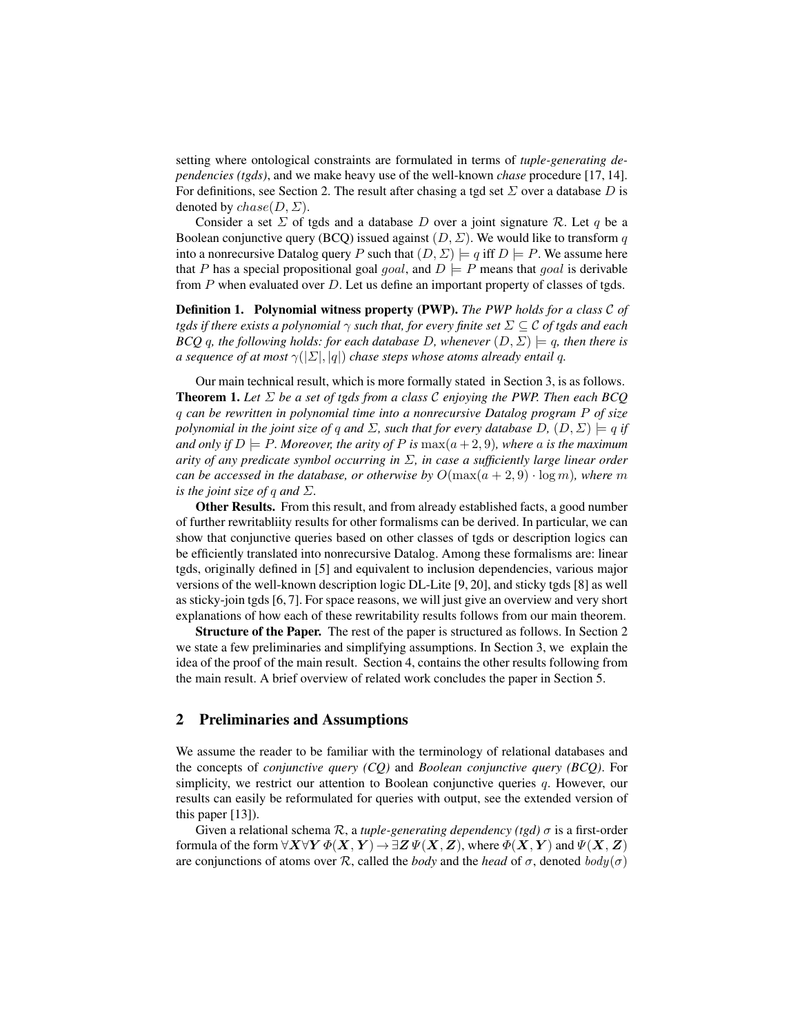setting where ontological constraints are formulated in terms of *tuple-generating dependencies (tgds)*, and we make heavy use of the well-known *chase* procedure [17, 14]. For definitions, see Section 2. The result after chasing a tgd set $\Sigma$ over a database $D$ is denoted by $chase(D, \Sigma)$.

Consider a set $\Sigma$ of tgds and a database $D$ over a joint signature $\mathcal{R}$. Let $q$ be a Boolean conjunctive query (BCQ) issued against $(D, \Sigma)$. We would like to transform $q$ into a nonrecursive Datalog query $P$ such that $(D, \Sigma) \models q$ iff $D \models P$. We assume here that $P$ has a special propositional goal $goal$, and $D \models P$ means that $goal$ is derivable from $P$ when evaluated over $D$. Let us define an important property of classes of tgds.

**Definition 1. Polynomial witness property (PWP).** *The PWP holds for a class $\mathcal{C}$ of tgds if there exists a polynomial $\gamma$ such that, for every finite set $\Sigma \subseteq \mathcal{C}$ of tgds and each BCQ $q$, the following holds: for each database $D$, whenever $(D, \Sigma) \models q$, then there is a sequence of at most $\gamma(|\Sigma|, |q|)$ chase steps whose atoms already entail $q$.*

Our main technical result, which is more formally stated in Section 3, is as follows.

**Theorem 1.** *Let $\Sigma$ be a set of tgds from a class $\mathcal{C}$ enjoying the PWP. Then each BCQ $q$ can be rewritten in polynomial time into a nonrecursive Datalog program $P$ of size polynomial in the joint size of $q$ and $\Sigma$, such that for every database $D$, $(D, \Sigma) \models q$ if and only if $D \models P$. Moreover, the arity of $P$ is $\max(a + 2, 9)$, where $a$ is the maximum arity of any predicate symbol occurring in $\Sigma$, in case a sufficiently large linear order can be accessed in the database, or otherwise by $O(\max(a + 2, 9) \cdot \log m)$, where $m$ is the joint size of $q$ and $\Sigma$.*

**Other Results.** From this result, and from already established facts, a good number of further rewritabliity results for other formalisms can be derived. In particular, we can show that conjunctive queries based on other classes of tgds or description logics can be efficiently translated into nonrecursive Datalog. Among these formalisms are: linear tgds, originally defined in [5] and equivalent to inclusion dependencies, various major versions of the well-known description logic DL-Lite [9, 20], and sticky tgds [8] as well as sticky-join tgds [6, 7]. For space reasons, we will just give an overview and very short explanations of how each of these rewritability results follows from our main theorem.

**Structure of the Paper.** The rest of the paper is structured as follows. In Section 2 we state a few preliminaries and simplifying assumptions. In Section 3, we explain the idea of the proof of the main result. Section 4, contains the other results following from the main result. A brief overview of related work concludes the paper in Section 5.

## 2 Preliminaries and Assumptions

We assume the reader to be familiar with the terminology of relational databases and the concepts of *conjunctive query (CQ)* and *Boolean conjunctive query (BCQ)*. For simplicity, we restrict our attention to Boolean conjunctive queries $q$. However, our results can easily be reformulated for queries with output, see the extended version of this paper [13]).

Given a relational schema $\mathcal{R}$, a *tuple-generating dependency (tgd)* $\sigma$ is a first-order formula of the form $\forall \boldsymbol{X} \forall \boldsymbol{Y}\, \Phi(\boldsymbol{X}, \boldsymbol{Y}) \rightarrow \exists \boldsymbol{Z}\, \Psi(\boldsymbol{X}, \boldsymbol{Z})$, where $\Phi(\boldsymbol{X}, \boldsymbol{Y})$ and $\Psi(\boldsymbol{X}, \boldsymbol{Z})$ are conjunctions of atoms over $\mathcal{R}$, called the *body* and the *head* of $\sigma$, denoted $body(\sigma)$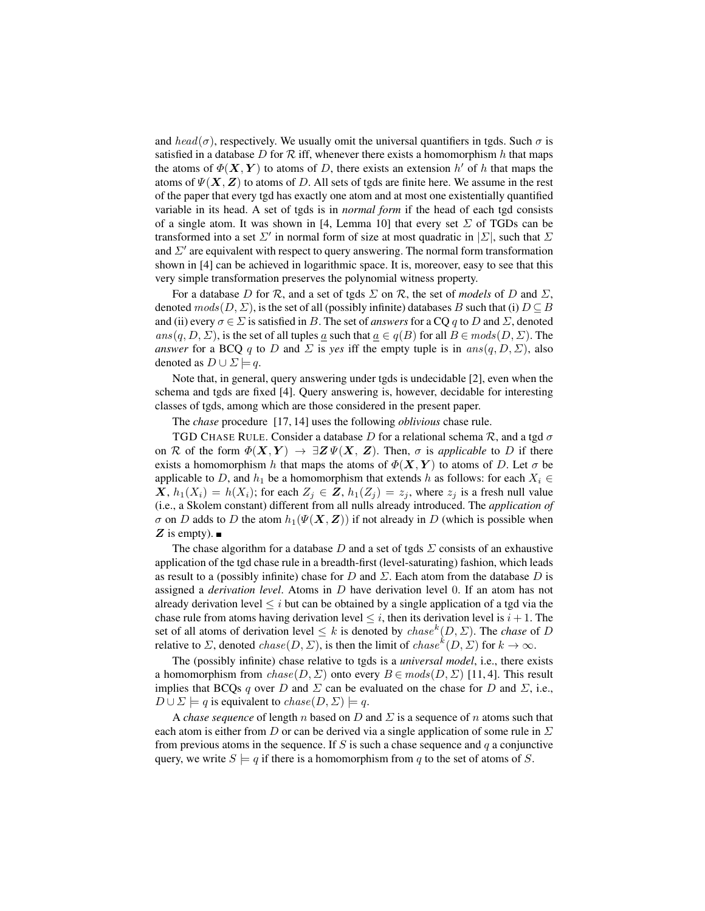and $head(\sigma)$, respectively. We usually omit the universal quantifiers in tgds. Such $\sigma$ is satisfied in a database $D$ for $\mathcal{R}$ iff, whenever there exists a homomorphism $h$ that maps the atoms of $\Phi(\boldsymbol{X}, \boldsymbol{Y})$ to atoms of $D$, there exists an extension $h'$ of $h$ that maps the atoms of $\Psi(\boldsymbol{X}, \boldsymbol{Z})$ to atoms of $D$. All sets of tgds are finite here. We assume in the rest of the paper that every tgd has exactly one atom and at most one existentially quantified variable in its head. A set of tgds is in *normal form* if the head of each tgd consists of a single atom. It was shown in [4, Lemma 10] that every set $\Sigma$ of TGDs can be transformed into a set $\Sigma'$ in normal form of size at most quadratic in $|\Sigma|$, such that $\Sigma$ and $\Sigma'$ are equivalent with respect to query answering. The normal form transformation shown in [4] can be achieved in logarithmic space. It is, moreover, easy to see that this very simple transformation preserves the polynomial witness property.

For a database $D$ for $\mathcal{R}$, and a set of tgds $\Sigma$ on $\mathcal{R}$, the set of *models* of $D$ and $\Sigma$, denoted $mods(D, \Sigma)$, is the set of all (possibly infinite) databases $B$ such that (i) $D \subseteq B$ and (ii) every $\sigma \in \Sigma$ is satisfied in $B$. The set of *answers* for a CQ $q$ to $D$ and $\Sigma$, denoted $ans(q, D, \Sigma)$, is the set of all tuples $\underline{a}$ such that $\underline{a} \in q(B)$ for all $B \in mods(D, \Sigma)$. The *answer* for a BCQ $q$ to $D$ and $\Sigma$ is *yes* iff the empty tuple is in $ans(q, D, \Sigma)$, also denoted as $D \cup \Sigma \models q$.

Note that, in general, query answering under tgds is undecidable [2], even when the schema and tgds are fixed [4]. Query answering is, however, decidable for interesting classes of tgds, among which are those considered in the present paper.

The *chase* procedure [17, 14] uses the following *oblivious* chase rule.

TGD CHASE RULE. Consider a database $D$ for a relational schema $\mathcal{R}$, and a tgd $\sigma$ on $\mathcal{R}$ of the form $\Phi(\boldsymbol{X}, \boldsymbol{Y}) \rightarrow \exists \boldsymbol{Z}\, \Psi(\boldsymbol{X}, \boldsymbol{Z})$. Then, $\sigma$ is *applicable* to $D$ if there exists a homomorphism $h$ that maps the atoms of $\Phi(\boldsymbol{X}, \boldsymbol{Y})$ to atoms of $D$. Let $\sigma$ be applicable to $D$, and $h_1$ be a homomorphism that extends $h$ as follows: for each $X_i \in \boldsymbol{X}$, $h_1(X_i) = h(X_i)$; for each $Z_j \in \boldsymbol{Z}$, $h_1(Z_j) = z_j$, where $z_j$ is a fresh null value (i.e., a Skolem constant) different from all nulls already introduced. The *application of* $\sigma$ on $D$ adds to $D$ the atom $h_1(\Psi(\boldsymbol{X}, \boldsymbol{Z}))$ if not already in $D$ (which is possible when $\boldsymbol{Z}$ is empty). ∎

The chase algorithm for a database $D$ and a set of tgds $\Sigma$ consists of an exhaustive application of the tgd chase rule in a breadth-first (level-saturating) fashion, which leads as result to a (possibly infinite) chase for $D$ and $\Sigma$. Each atom from the database $D$ is assigned a *derivation level*. Atoms in $D$ have derivation level 0. If an atom has not already derivation level $\leq i$ but can be obtained by a single application of a tgd via the chase rule from atoms having derivation level $\leq i$, then its derivation level is $i+1$. The set of all atoms of derivation level $\leq k$ is denoted by $chase^k(D, \Sigma)$. The *chase* of $D$ relative to $\Sigma$, denoted $chase(D, \Sigma)$, is then the limit of $chase^k(D, \Sigma)$ for $k \rightarrow \infty$.

The (possibly infinite) chase relative to tgds is a *universal model*, i.e., there exists a homomorphism from $chase(D, \Sigma)$ onto every $B \in mods(D, \Sigma)$ [11, 4]. This result implies that BCQs $q$ over $D$ and $\Sigma$ can be evaluated on the chase for $D$ and $\Sigma$, i.e., $D \cup \Sigma \models q$ is equivalent to $chase(D, \Sigma) \models q$.

A *chase sequence* of length $n$ based on $D$ and $\Sigma$ is a sequence of $n$ atoms such that each atom is either from $D$ or can be derived via a single application of some rule in $\Sigma$ from previous atoms in the sequence. If $S$ is such a chase sequence and $q$ a conjunctive query, we write $S \models q$ if there is a homomorphism from $q$ to the set of atoms of $S$.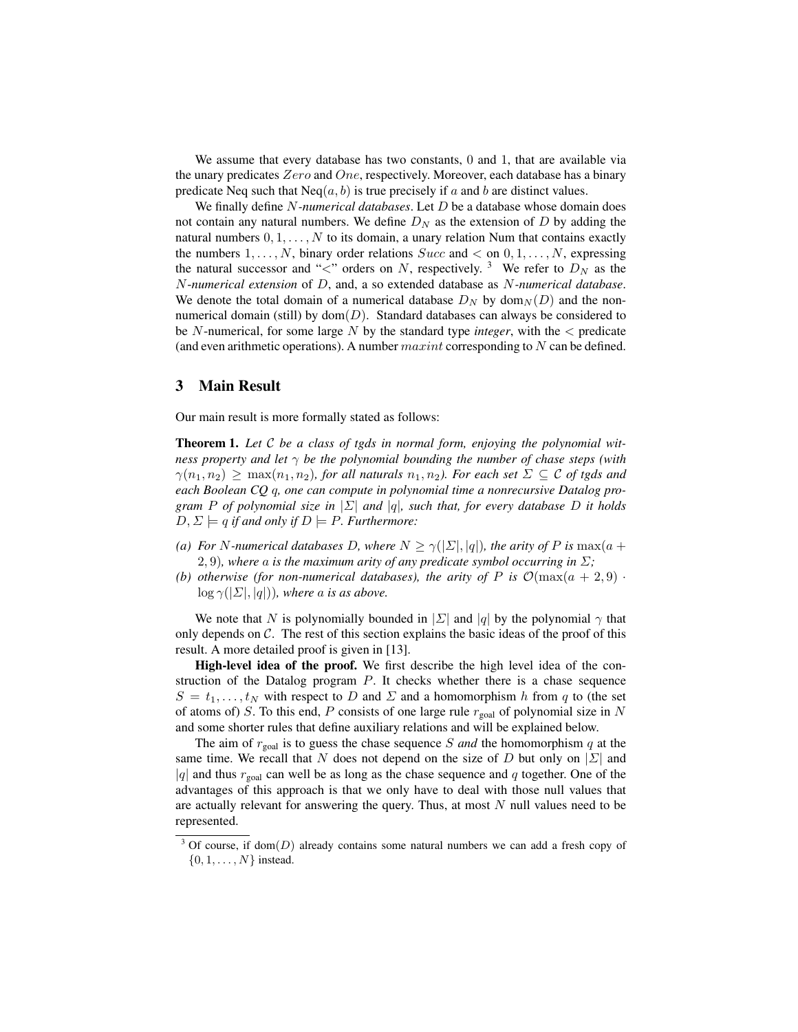We assume that every database has two constants, 0 and 1, that are available via the unary predicates $Zero$ and $One$, respectively. Moreover, each database has a binary predicate Neq such that Neq$(a, b)$ is true precisely if $a$ and $b$ are distinct values.

We finally define *$N$-numerical databases*. Let $D$ be a database whose domain does not contain any natural numbers. We define $D_N$ as the extension of $D$ by adding the natural numbers $0, 1, \ldots, N$ to its domain, a unary relation Num that contains exactly the numbers $1, \ldots, N$, binary order relations $Succ$ and $<$ on $0, 1, \ldots, N$, expressing the natural successor and "$<$" orders on $N$, respectively. [3] We refer to $D_N$ as the *$N$-numerical extension* of $D$, and, a so extended database as *$N$-numerical database*. We denote the total domain of a numerical database $D_N$ by $\text{dom}_N(D)$ and the non-numerical domain (still) by $\text{dom}(D)$. Standard databases can always be considered to be $N$-numerical, for some large $N$ by the standard type *integer*, with the $<$ predicate (and even arithmetic operations). A number $maxint$ corresponding to $N$ can be defined.

## 3 Main Result

Our main result is more formally stated as follows:

**Theorem 1.** *Let $\mathcal{C}$ be a class of tgds in normal form, enjoying the polynomial witness property and let $\gamma$ be the polynomial bounding the number of chase steps (with $\gamma(n_1, n_2) \geq \max(n_1, n_2)$, for all naturals $n_1, n_2$). For each set $\Sigma \subseteq \mathcal{C}$ of tgds and each Boolean CQ $q$, one can compute in polynomial time a nonrecursive Datalog program $P$ of polynomial size in $|\Sigma|$ and $|q|$, such that, for every database $D$ it holds $D, \Sigma \models q$ if and only if $D \models P$. Furthermore:*

- *(a) For $N$-numerical databases $D$, where $N \geq \gamma(|\Sigma|, |q|)$, the arity of $P$ is $\max(a + 2, 9)$, where $a$ is the maximum arity of any predicate symbol occurring in $\Sigma$;*
- *(b) otherwise (for non-numerical databases), the arity of $P$ is $\mathcal{O}(\max(a + 2, 9) \cdot \log \gamma(|\Sigma|, |q|))$, where $a$ is as above.*

We note that $N$ is polynomially bounded in $|\Sigma|$ and $|q|$ by the polynomial $\gamma$ that only depends on $\mathcal{C}$. The rest of this section explains the basic ideas of the proof of this result. A more detailed proof is given in [13].

**High-level idea of the proof.** We first describe the high level idea of the construction of the Datalog program $P$. It checks whether there is a chase sequence $S = t_1, \ldots, t_N$ with respect to $D$ and $\Sigma$ and a homomorphism $h$ from $q$ to (the set of atoms of) $S$. To this end, $P$ consists of one large rule $r_{\text{goal}}$ of polynomial size in $N$ and some shorter rules that define auxiliary relations and will be explained below.

The aim of $r_{\text{goal}}$ is to guess the chase sequence $S$ *and* the homomorphism $q$ at the same time. We recall that $N$ does not depend on the size of $D$ but only on $|\Sigma|$ and $|q|$ and thus $r_{\text{goal}}$ can well be as long as the chase sequence and $q$ together. One of the advantages of this approach is that we only have to deal with those null values that are actually relevant for answering the query. Thus, at most $N$ null values need to be represented.

[3] Of course, if $\text{dom}(D)$ already contains some natural numbers we can add a fresh copy of $\{0, 1, \ldots, N\}$ instead.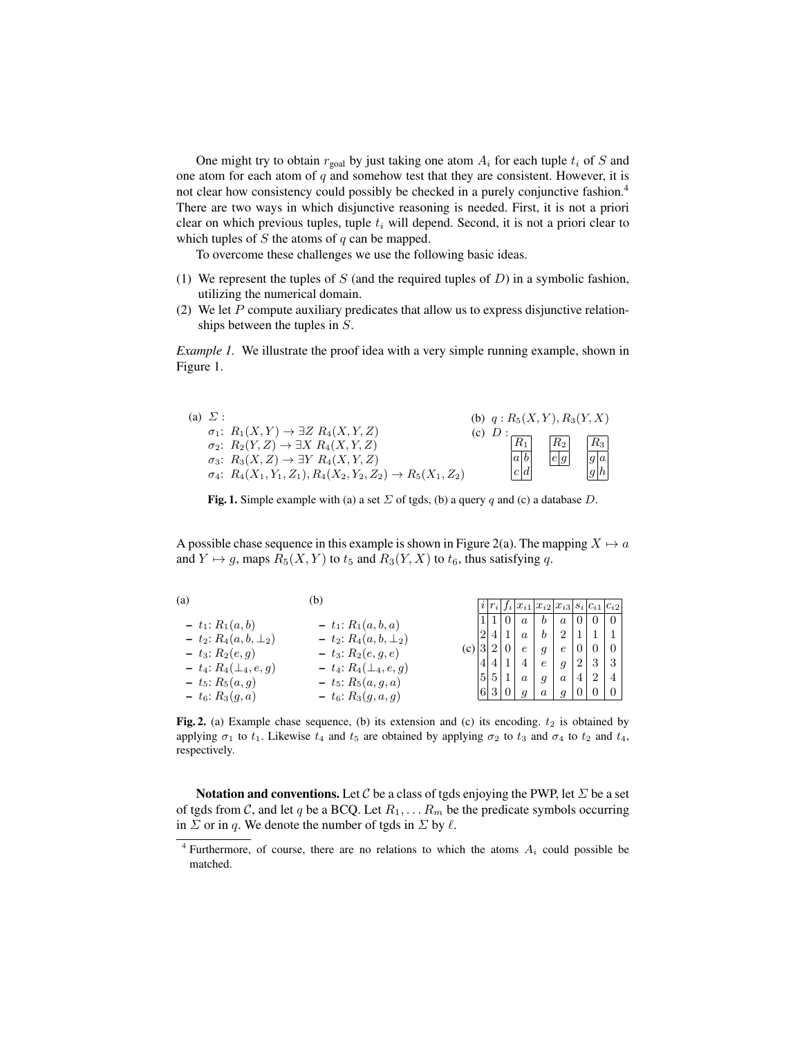One might try to obtain $r_{\text{goal}}$ by just taking one atom $A_i$ for each tuple $t_i$ of $S$ and one atom for each atom of $q$ and somehow test that they are consistent. However, it is not clear how consistency could possibly be checked in a purely conjunctive fashion.[4] There are two ways in which disjunctive reasoning is needed. First, it is not a priori clear on which previous tuples, tuple $t_i$ will depend. Second, it is not a priori clear to which tuples of $S$ the atoms of $q$ can be mapped.

To overcome these challenges we use the following basic ideas.

(1) We represent the tuples of $S$ (and the required tuples of $D$) in a symbolic fashion, utilizing the numerical domain.
(2) We let $P$ compute auxiliary predicates that allow us to express disjunctive relationships between the tuples in $S$.

*Example 1.* We illustrate the proof idea with a very simple running example, shown in Figure 1.

(a) $\Sigma$ :

$\sigma_1$: $R_1(X,Y) \rightarrow \exists Z\ R_4(X,Y,Z)$
$\sigma_2$: $R_2(Y,Z) \rightarrow \exists X\ R_4(X,Y,Z)$
$\sigma_3$: $R_3(X,Z) \rightarrow \exists Y\ R_4(X,Y,Z)$
$\sigma_4$: $R_4(X_1,Y_1,Z_1), R_4(X_2,Y_2,Z_2) \rightarrow R_5(X_1,Z_2)$

(b) $q : R_5(X,Y), R_3(Y,X)$

(c) $D$ :

| $R_1$ | |
|---|---|
| $a$ | $b$ |
| $c$ | $d$ |

| $R_2$ | |
|---|---|
| $e$ | $g$ |

| $R_3$ | |
|---|---|
| $g$ | $a$ |
| $g$ | $h$ |

**Fig. 1.** Simple example with (a) a set $\Sigma$ of tgds, (b) a query $q$ and (c) a database $D$.

A possible chase sequence in this example is shown in Figure 2(a). The mapping $X \mapsto a$ and $Y \mapsto g$, maps $R_5(X,Y)$ to $t_5$ and $R_3(Y,X)$ to $t_6$, thus satisfying $q$.

(a)

- $t_1$: $R_1(a,b)$
- $t_2$: $R_4(a,b,\bot_2)$
- $t_3$: $R_2(e,g)$
- $t_4$: $R_4(\bot_4,e,g)$
- $t_5$: $R_5(a,g)$
- $t_6$: $R_3(g,a)$

(b)

- $t_1$: $R_1(a,b,a)$
- $t_2$: $R_4(a,b,\bot_2)$
- $t_3$: $R_2(e,g,e)$
- $t_4$: $R_4(\bot_4,e,g)$
- $t_5$: $R_5(a,g,a)$
- $t_6$: $R_3(g,a,g)$

(c)

| $i$ | $r_i$ | $f_i$ | $x_{i1}$ | $x_{i2}$ | $x_{i3}$ | $s_i$ | $c_{i1}$ | $c_{i2}$ |
|---|---|---|---|---|---|---|---|---|
| 1 | 1 | 0 | $a$ | $b$ | $a$ | 0 | 0 | 0 |
| 2 | 4 | 1 | $a$ | $b$ | 2 | 1 | 1 | 1 |
| 3 | 2 | 0 | $e$ | $g$ | $e$ | 0 | 0 | 0 |
| 4 | 4 | 1 | 4 | $e$ | $g$ | 2 | 3 | 3 |
| 5 | 5 | 1 | $a$ | $g$ | $a$ | 4 | 2 | 4 |
| 6 | 3 | 0 | $g$ | $a$ | $g$ | 0 | 0 | 0 |

**Fig. 2.** (a) Example chase sequence, (b) its extension and (c) its encoding. $t_2$ is obtained by applying $\sigma_1$ to $t_1$. Likewise $t_4$ and $t_5$ are obtained by applying $\sigma_2$ to $t_3$ and $\sigma_4$ to $t_2$ and $t_4$, respectively.

**Notation and conventions.** Let $\mathcal{C}$ be a class of tgds enjoying the PWP, let $\Sigma$ be a set of tgds from $\mathcal{C}$, and let $q$ be a BCQ. Let $R_1, \ldots R_m$ be the predicate symbols occurring in $\Sigma$ or in $q$. We denote the number of tgds in $\Sigma$ by $\ell$.

[4] Furthermore, of course, there are no relations to which the atoms $A_i$ could possible be matched.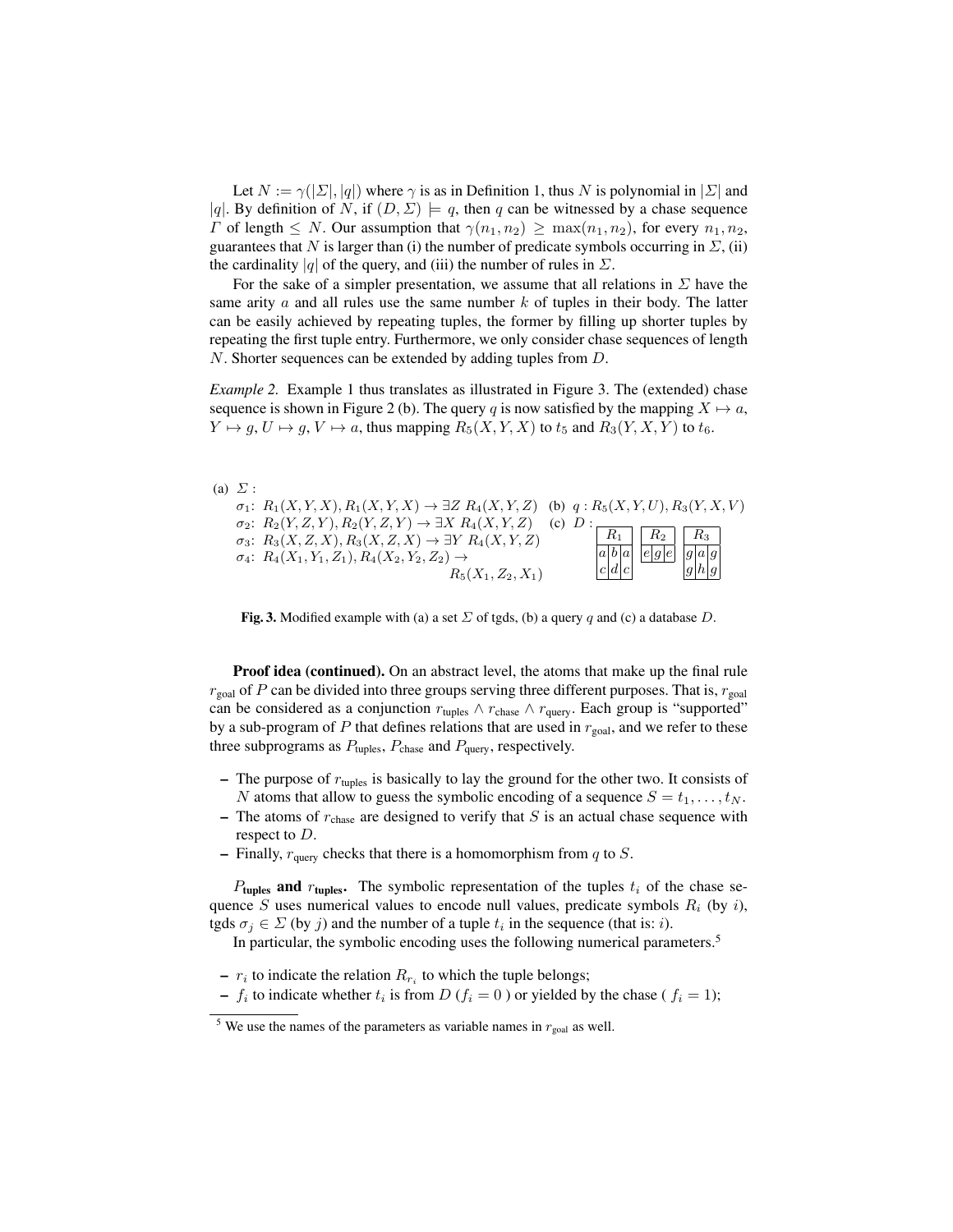Let $N := \gamma(|\Sigma|, |q|)$ where $\gamma$ is as in Definition 1, thus $N$ is polynomial in $|\Sigma|$ and $|q|$. By definition of $N$, if $(D, \Sigma) \models q$, then $q$ can be witnessed by a chase sequence $\Gamma$ of length $\leq N$. Our assumption that $\gamma(n_1, n_2) \geq \max(n_1, n_2)$, for every $n_1, n_2$, guarantees that $N$ is larger than (i) the number of predicate symbols occurring in $\Sigma$, (ii) the cardinality $|q|$ of the query, and (iii) the number of rules in $\Sigma$.

For the sake of a simpler presentation, we assume that all relations in $\Sigma$ have the same arity $a$ and all rules use the same number $k$ of tuples in their body. The latter can be easily achieved by repeating tuples, the former by filling up shorter tuples by repeating the first tuple entry. Furthermore, we only consider chase sequences of length $N$. Shorter sequences can be extended by adding tuples from $D$.

*Example 2.* Example 1 thus translates as illustrated in Figure 3. The (extended) chase sequence is shown in Figure 2 (b). The query $q$ is now satisfied by the mapping $X \mapsto a$, $Y \mapsto g$, $U \mapsto g$, $V \mapsto a$, thus mapping $R_5(X, Y, X)$ to $t_5$ and $R_3(Y, X, Y)$ to $t_6$.

(a) $\Sigma$ :

$\sigma_1$: $R_1(X, Y, X), R_1(X, Y, X) \rightarrow \exists Z\ R_4(X, Y, Z)$

$\sigma_2$: $R_2(Y, Z, Y), R_2(Y, Z, Y) \rightarrow \exists X\ R_4(X, Y, Z)$

$\sigma_3$: $R_3(X, Z, X), R_3(X, Z, X) \rightarrow \exists Y\ R_4(X, Y, Z)$

$\sigma_4$: $R_4(X_1, Y_1, Z_1), R_4(X_2, Y_2, Z_2) \rightarrow R_5(X_1, Z_2, X_1)$

(b) $q : R_5(X, Y, U), R_3(Y, X, V)$

(c) $D$ :

| $R_1$ | | |
|---|---|---|
| $a$ | $b$ | $a$ |
| $c$ | $d$ | $c$ |

| $R_2$ | | |
|---|---|---|
| $e$ | $g$ | $e$ |

| $R_3$ | | |
|---|---|---|
| $g$ | $a$ | $g$ |
| $g$ | $h$ | $g$ |

**Fig. 3.** Modified example with (a) a set $\Sigma$ of tgds, (b) a query $q$ and (c) a database $D$.

**Proof idea (continued).** On an abstract level, the atoms that make up the final rule $r_{\text{goal}}$ of $P$ can be divided into three groups serving three different purposes. That is, $r_{\text{goal}}$ can be considered as a conjunction $r_{\text{tuples}} \wedge r_{\text{chase}} \wedge r_{\text{query}}$. Each group is "supported" by a sub-program of $P$ that defines relations that are used in $r_{\text{goal}}$, and we refer to these three subprograms as $P_{\text{tuples}}$, $P_{\text{chase}}$ and $P_{\text{query}}$, respectively.

- The purpose of $r_{\text{tuples}}$ is basically to lay the ground for the other two. It consists of $N$ atoms that allow to guess the symbolic encoding of a sequence $S = t_1, \ldots, t_N$.
- The atoms of $r_{\text{chase}}$ are designed to verify that $S$ is an actual chase sequence with respect to $D$.
- Finally, $r_{\text{query}}$ checks that there is a homomorphism from $q$ to $S$.

**$P_{\text{tuples}}$ and $r_{\text{tuples}}$.** The symbolic representation of the tuples $t_i$ of the chase sequence $S$ uses numerical values to encode null values, predicate symbols $R_i$ (by $i$), tgds $\sigma_j \in \Sigma$ (by $j$) and the number of a tuple $t_i$ in the sequence (that is: $i$).

In particular, the symbolic encoding uses the following numerical parameters.[5]

- $r_i$ to indicate the relation $R_{r_i}$ to which the tuple belongs;
- $f_i$ to indicate whether $t_i$ is from $D$ ($f_i = 0$ ) or yielded by the chase ( $f_i = 1$);

[5] We use the names of the parameters as variable names in $r_{\text{goal}}$ as well.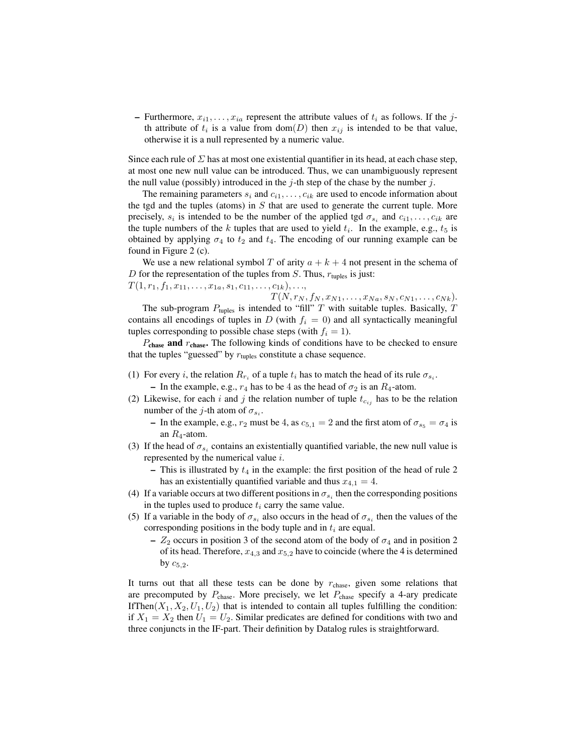- Furthermore, $x_{i1}, \ldots, x_{ia}$ represent the attribute values of $t_i$ as follows. If the $j$-th attribute of $t_i$ is a value from $\mathrm{dom}(D)$ then $x_{ij}$ is intended to be that value, otherwise it is a null represented by a numeric value.

Since each rule of $\Sigma$ has at most one existential quantifier in its head, at each chase step, at most one new null value can be introduced. Thus, we can unambiguously represent the null value (possibly) introduced in the $j$-th step of the chase by the number $j$.

The remaining parameters $s_i$ and $c_{i1}, \ldots, c_{ik}$ are used to encode information about the tgd and the tuples (atoms) in $S$ that are used to generate the current tuple. More precisely, $s_i$ is intended to be the number of the applied tgd $\sigma_{s_i}$ and $c_{i1}, \ldots, c_{ik}$ are the tuple numbers of the $k$ tuples that are used to yield $t_i$. In the example, e.g., $t_5$ is obtained by applying $\sigma_4$ to $t_2$ and $t_4$. The encoding of our running example can be found in Figure 2 (c).

We use a new relational symbol $T$ of arity $a + k + 4$ not present in the schema of $D$ for the representation of the tuples from $S$. Thus, $r_{\text{tuples}}$ is just:

$$T(1, r_1, f_1, x_{11}, \ldots, x_{1a}, s_1, c_{11}, \ldots, c_{1k}), \ldots, T(N, r_N, f_N, x_{N1}, \ldots, x_{Na}, s_N, c_{N1}, \ldots, c_{Nk}).$$

The sub-program $P_{\text{tuples}}$ is intended to "fill" $T$ with suitable tuples. Basically, $T$ contains all encodings of tuples in $D$ (with $f_i = 0$) and all syntactically meaningful tuples corresponding to possible chase steps (with $f_i = 1$).

**$P_{\text{chase}}$ and $r_{\text{chase}}$.** The following kinds of conditions have to be checked to ensure that the tuples "guessed" by $r_{\text{tuples}}$ constitute a chase sequence.

(1) For every $i$, the relation $R_{r_i}$ of a tuple $t_i$ has to match the head of its rule $\sigma_{s_i}$.
   - In the example, e.g., $r_4$ has to be 4 as the head of $\sigma_2$ is an $R_4$-atom.

(2) Likewise, for each $i$ and $j$ the relation number of tuple $t_{c_{ij}}$ has to be the relation number of the $j$-th atom of $\sigma_{s_i}$.
   - In the example, e.g., $r_2$ must be 4, as $c_{5,1} = 2$ and the first atom of $\sigma_{s_5} = \sigma_4$ is an $R_4$-atom.

(3) If the head of $\sigma_{s_i}$ contains an existentially quantified variable, the new null value is represented by the numerical value $i$.
   - This is illustrated by $t_4$ in the example: the first position of the head of rule 2 has an existentially quantified variable and thus $x_{4,1} = 4$.

(4) If a variable occurs at two different positions in $\sigma_{s_i}$ then the corresponding positions in the tuples used to produce $t_i$ carry the same value.

(5) If a variable in the body of $\sigma_{s_i}$ also occurs in the head of $\sigma_{s_i}$ then the values of the corresponding positions in the body tuple and in $t_i$ are equal.
   - $Z_2$ occurs in position 3 of the second atom of the body of $\sigma_4$ and in position 2 of its head. Therefore, $x_{4,3}$ and $x_{5,2}$ have to coincide (where the 4 is determined by $c_{5,2}$.

It turns out that all these tests can be done by $r_{\text{chase}}$, given some relations that are precomputed by $P_{\text{chase}}$. More precisely, we let $P_{\text{chase}}$ specify a 4-ary predicate $\mathrm{IfThen}(X_1, X_2, U_1, U_2)$ that is intended to contain all tuples fulfilling the condition: if $X_1 = X_2$ then $U_1 = U_2$. Similar predicates are defined for conditions with two and three conjuncts in the IF-part. Their definition by Datalog rules is straightforward.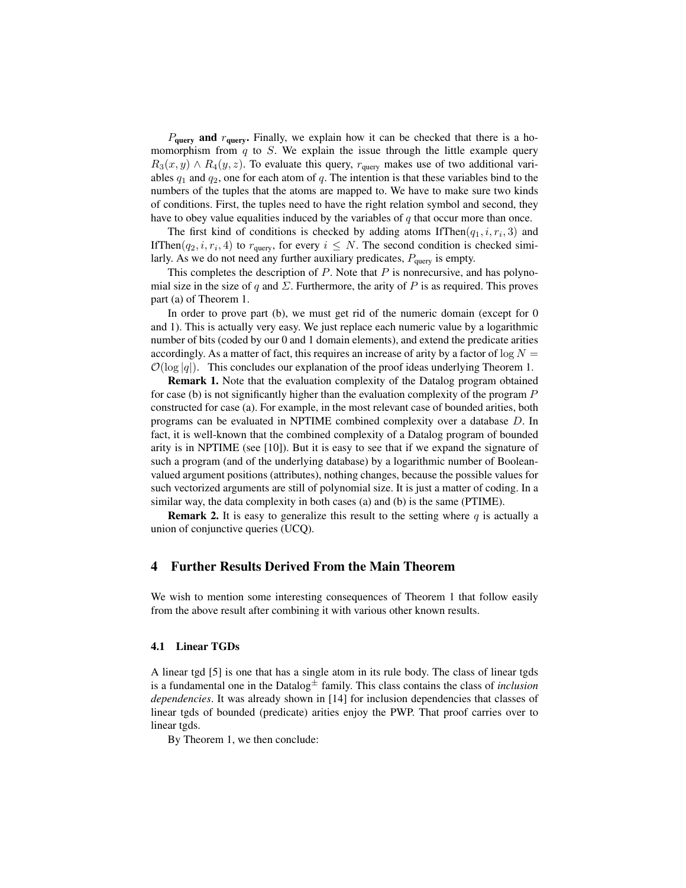**$P_{\text{query}}$ and $r_{\text{query}}$.** Finally, we explain how it can be checked that there is a homomorphism from $q$ to $S$. We explain the issue through the little example query $R_3(x, y) \wedge R_4(y, z)$. To evaluate this query, $r_{\text{query}}$ makes use of two additional variables $q_1$ and $q_2$, one for each atom of $q$. The intention is that these variables bind to the numbers of the tuples that the atoms are mapped to. We have to make sure two kinds of conditions. First, the tuples need to have the right relation symbol and second, they have to obey value equalities induced by the variables of $q$ that occur more than once.

The first kind of conditions is checked by adding atoms $\text{IfThen}(q_1, i, r_i, 3)$ and $\text{IfThen}(q_2, i, r_i, 4)$ to $r_{\text{query}}$, for every $i \leq N$. The second condition is checked similarly. As we do not need any further auxiliary predicates, $P_{\text{query}}$ is empty.

This completes the description of $P$. Note that $P$ is nonrecursive, and has polynomial size in the size of $q$ and $\Sigma$. Furthermore, the arity of $P$ is as required. This proves part (a) of Theorem 1.

In order to prove part (b), we must get rid of the numeric domain (except for 0 and 1). This is actually very easy. We just replace each numeric value by a logarithmic number of bits (coded by our 0 and 1 domain elements), and extend the predicate arities accordingly. As a matter of fact, this requires an increase of arity by a factor of $\log N = \mathcal{O}(\log |q|)$. This concludes our explanation of the proof ideas underlying Theorem 1.

**Remark 1.** Note that the evaluation complexity of the Datalog program obtained for case (b) is not significantly higher than the evaluation complexity of the program $P$ constructed for case (a). For example, in the most relevant case of bounded arities, both programs can be evaluated in NPTIME combined complexity over a database $D$. In fact, it is well-known that the combined complexity of a Datalog program of bounded arity is in NPTIME (see [10]). But it is easy to see that if we expand the signature of such a program (and of the underlying database) by a logarithmic number of Boolean-valued argument positions (attributes), nothing changes, because the possible values for such vectorized arguments are still of polynomial size. It is just a matter of coding. In a similar way, the data complexity in both cases (a) and (b) is the same (PTIME).

**Remark 2.** It is easy to generalize this result to the setting where $q$ is actually a union of conjunctive queries (UCQ).

## 4 Further Results Derived From the Main Theorem

We wish to mention some interesting consequences of Theorem 1 that follow easily from the above result after combining it with various other known results.

### 4.1 Linear TGDs

A linear tgd [5] is one that has a single atom in its rule body. The class of linear tgds is a fundamental one in the Datalog$^{\pm}$ family. This class contains the class of *inclusion dependencies*. It was already shown in [14] for inclusion dependencies that classes of linear tgds of bounded (predicate) arities enjoy the PWP. That proof carries over to linear tgds.

By Theorem 1, we then conclude: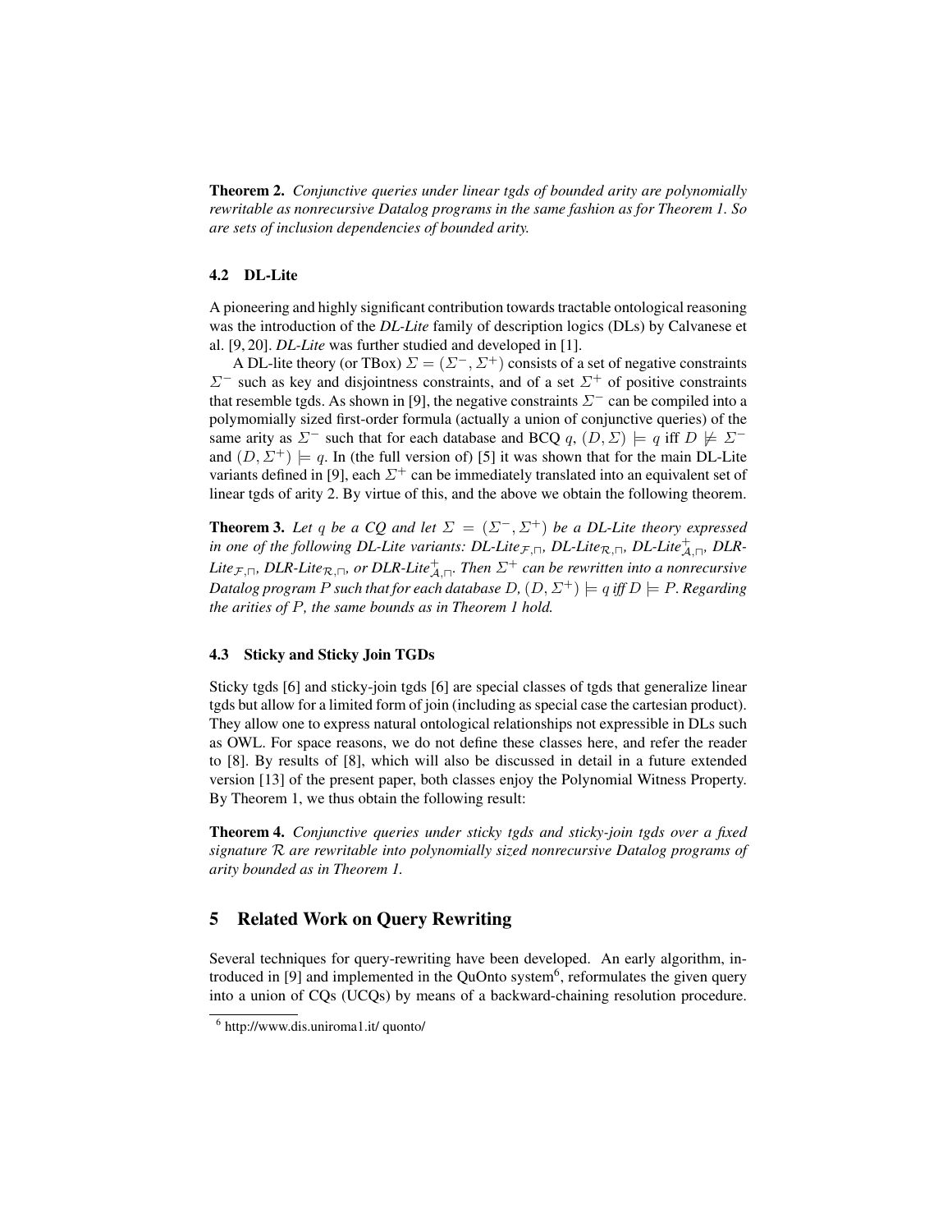**Theorem 2.** *Conjunctive queries under linear tgds of bounded arity are polynomially rewritable as nonrecursive Datalog programs in the same fashion as for Theorem 1. So are sets of inclusion dependencies of bounded arity.*

### 4.2 DL-Lite

A pioneering and highly significant contribution towards tractable ontological reasoning was the introduction of the *DL-Lite* family of description logics (DLs) by Calvanese et al. [9, 20]. *DL-Lite* was further studied and developed in [1].

A DL-lite theory (or TBox) $\Sigma = (\Sigma^-, \Sigma^+)$ consists of a set of negative constraints $\Sigma^-$ such as key and disjointness constraints, and of a set $\Sigma^+$ of positive constraints that resemble tgds. As shown in [9], the negative constraints $\Sigma^-$ can be compiled into a polymomially sized first-order formula (actually a union of conjunctive queries) of the same arity as $\Sigma^-$ such that for each database and BCQ $q$, $(D, \Sigma) \models q$ iff $D \not\models \Sigma^-$ and $(D, \Sigma^+) \models q$. In (the full version of) [5] it was shown that for the main DL-Lite variants defined in [9], each $\Sigma^+$ can be immediately translated into an equivalent set of linear tgds of arity 2. By virtue of this, and the above we obtain the following theorem.

**Theorem 3.** *Let $q$ be a CQ and let $\Sigma = (\Sigma^-, \Sigma^+)$ be a DL-Lite theory expressed in one of the following DL-Lite variants: DL-Lite$_{\mathcal{F},\sqcap}$, DL-Lite$_{\mathcal{R},\sqcap}$, DL-Lite$^+_{\mathcal{A},\sqcap}$, DLR-Lite$_{\mathcal{F},\sqcap}$, DLR-Lite$_{\mathcal{R},\sqcap}$, or DLR-Lite$^+_{\mathcal{A},\sqcap}$. Then $\Sigma^+$ can be rewritten into a nonrecursive Datalog program $P$ such that for each database $D$, $(D, \Sigma^+) \models q$ iff $D \models P$. Regarding the arities of $P$, the same bounds as in Theorem 1 hold.*

### 4.3 Sticky and Sticky Join TGDs

Sticky tgds [6] and sticky-join tgds [6] are special classes of tgds that generalize linear tgds but allow for a limited form of join (including as special case the cartesian product). They allow one to express natural ontological relationships not expressible in DLs such as OWL. For space reasons, we do not define these classes here, and refer the reader to [8]. By results of [8], which will also be discussed in detail in a future extended version [13] of the present paper, both classes enjoy the Polynomial Witness Property. By Theorem 1, we thus obtain the following result:

**Theorem 4.** *Conjunctive queries under sticky tgds and sticky-join tgds over a fixed signature $\mathcal{R}$ are rewritable into polynomially sized nonrecursive Datalog programs of arity bounded as in Theorem 1.*

## 5 Related Work on Query Rewriting

Several techniques for query-rewriting have been developed. An early algorithm, introduced in [9] and implemented in the QuOnto system[6], reformulates the given query into a union of CQs (UCQs) by means of a backward-chaining resolution procedure.

[6] http://www.dis.uniroma1.it/ quonto/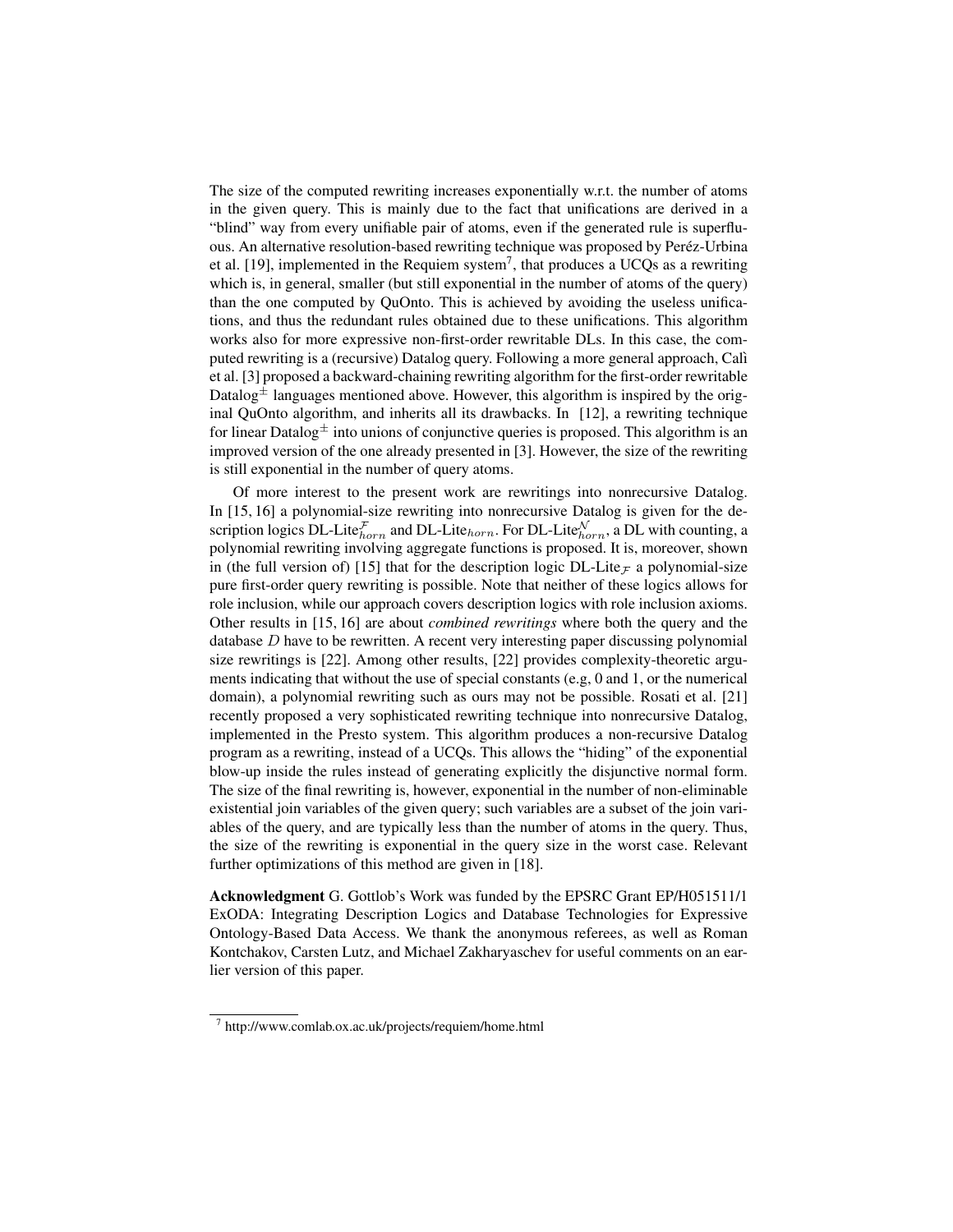The size of the computed rewriting increases exponentially w.r.t. the number of atoms in the given query. This is mainly due to the fact that unifications are derived in a "blind" way from every unifiable pair of atoms, even if the generated rule is superfluous. An alternative resolution-based rewriting technique was proposed by Peréz-Urbina et al. [19], implemented in the Requiem system[7], that produces a UCQs as a rewriting which is, in general, smaller (but still exponential in the number of atoms of the query) than the one computed by QuOnto. This is achieved by avoiding the useless unifications, and thus the redundant rules obtained due to these unifications. This algorithm works also for more expressive non-first-order rewritable DLs. In this case, the computed rewriting is a (recursive) Datalog query. Following a more general approach, Calì et al. [3] proposed a backward-chaining rewriting algorithm for the first-order rewritable Datalog$^{\pm}$ languages mentioned above. However, this algorithm is inspired by the original QuOnto algorithm, and inherits all its drawbacks. In [12], a rewriting technique for linear Datalog$^{\pm}$ into unions of conjunctive queries is proposed. This algorithm is an improved version of the one already presented in [3]. However, the size of the rewriting is still exponential in the number of query atoms.

Of more interest to the present work are rewritings into nonrecursive Datalog. In [15, 16] a polynomial-size rewriting into nonrecursive Datalog is given for the description logics DL-Lite$^{\mathcal{F}}_{horn}$ and DL-Lite$_{horn}$. For DL-Lite$^{\mathcal{N}}_{horn}$, a DL with counting, a polynomial rewriting involving aggregate functions is proposed. It is, moreover, shown in (the full version of) [15] that for the description logic DL-Lite$_{\mathcal{F}}$ a polynomial-size pure first-order query rewriting is possible. Note that neither of these logics allows for role inclusion, while our approach covers description logics with role inclusion axioms. Other results in [15, 16] are about *combined rewritings* where both the query and the database $D$ have to be rewritten. A recent very interesting paper discussing polynomial size rewritings is [22]. Among other results, [22] provides complexity-theoretic arguments indicating that without the use of special constants (e.g, 0 and 1, or the numerical domain), a polynomial rewriting such as ours may not be possible. Rosati et al. [21] recently proposed a very sophisticated rewriting technique into nonrecursive Datalog, implemented in the Presto system. This algorithm produces a non-recursive Datalog program as a rewriting, instead of a UCQs. This allows the "hiding" of the exponential blow-up inside the rules instead of generating explicitly the disjunctive normal form. The size of the final rewriting is, however, exponential in the number of non-eliminable existential join variables of the given query; such variables are a subset of the join variables of the query, and are typically less than the number of atoms in the query. Thus, the size of the rewriting is exponential in the query size in the worst case. Relevant further optimizations of this method are given in [18].

**Acknowledgment** G. Gottlob's Work was funded by the EPSRC Grant EP/H051511/1 ExODA: Integrating Description Logics and Database Technologies for Expressive Ontology-Based Data Access. We thank the anonymous referees, as well as Roman Kontchakov, Carsten Lutz, and Michael Zakharyaschev for useful comments on an earlier version of this paper.

[7] http://www.comlab.ox.ac.uk/projects/requiem/home.html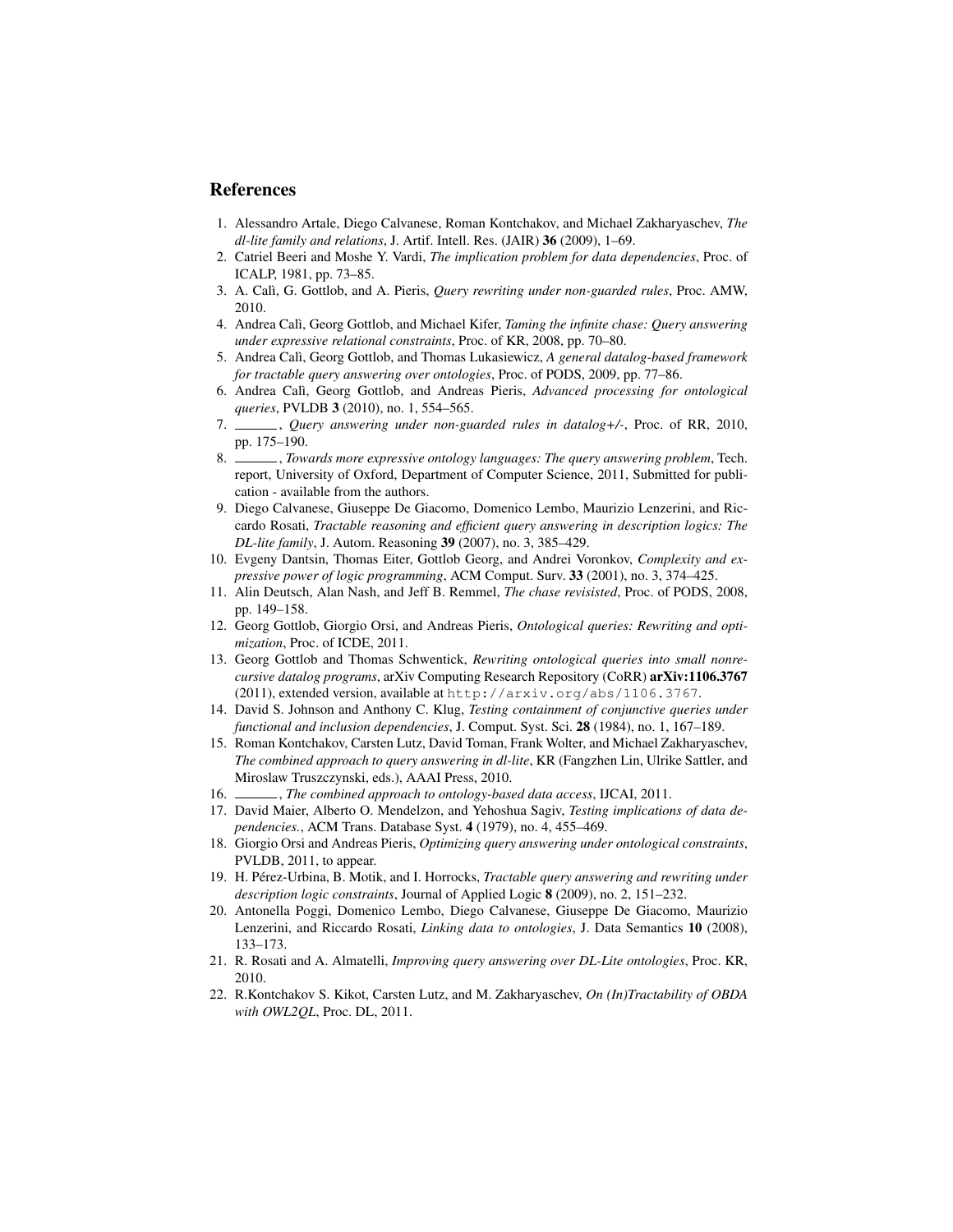## References

1. Alessandro Artale, Diego Calvanese, Roman Kontchakov, and Michael Zakharyaschev, *The dl-lite family and relations*, J. Artif. Intell. Res. (JAIR) **36** (2009), 1–69.
2. Catriel Beeri and Moshe Y. Vardi, *The implication problem for data dependencies*, Proc. of ICALP, 1981, pp. 73–85.
3. A. Calì, G. Gottlob, and A. Pieris, *Query rewriting under non-guarded rules*, Proc. AMW, 2010.
4. Andrea Calì, Georg Gottlob, and Michael Kifer, *Taming the infinite chase: Query answering under expressive relational constraints*, Proc. of KR, 2008, pp. 70–80.
5. Andrea Calì, Georg Gottlob, and Thomas Lukasiewicz, *A general datalog-based framework for tractable query answering over ontologies*, Proc. of PODS, 2009, pp. 77–86.
6. Andrea Calì, Georg Gottlob, and Andreas Pieris, *Advanced processing for ontological queries*, PVLDB **3** (2010), no. 1, 554–565.
7. ______, *Query answering under non-guarded rules in datalog+/-*, Proc. of RR, 2010, pp. 175–190.
8. ______, *Towards more expressive ontology languages: The query answering problem*, Tech. report, University of Oxford, Department of Computer Science, 2011, Submitted for publication - available from the authors.
9. Diego Calvanese, Giuseppe De Giacomo, Domenico Lembo, Maurizio Lenzerini, and Riccardo Rosati, *Tractable reasoning and efficient query answering in description logics: The DL-lite family*, J. Autom. Reasoning **39** (2007), no. 3, 385–429.
10. Evgeny Dantsin, Thomas Eiter, Gottlob Georg, and Andrei Voronkov, *Complexity and expressive power of logic programming*, ACM Comput. Surv. **33** (2001), no. 3, 374–425.
11. Alin Deutsch, Alan Nash, and Jeff B. Remmel, *The chase revisisted*, Proc. of PODS, 2008, pp. 149–158.
12. Georg Gottlob, Giorgio Orsi, and Andreas Pieris, *Ontological queries: Rewriting and optimization*, Proc. of ICDE, 2011.
13. Georg Gottlob and Thomas Schwentick, *Rewriting ontological queries into small nonrecursive datalog programs*, arXiv Computing Research Repository (CoRR) **arXiv:1106.3767** (2011), extended version, available at `http://arxiv.org/abs/1106.3767`.
14. David S. Johnson and Anthony C. Klug, *Testing containment of conjunctive queries under functional and inclusion dependencies*, J. Comput. Syst. Sci. **28** (1984), no. 1, 167–189.
15. Roman Kontchakov, Carsten Lutz, David Toman, Frank Wolter, and Michael Zakharyaschev, *The combined approach to query answering in dl-lite*, KR (Fangzhen Lin, Ulrike Sattler, and Miroslaw Truszczynski, eds.), AAAI Press, 2010.
16. ______, *The combined approach to ontology-based data access*, IJCAI, 2011.
17. David Maier, Alberto O. Mendelzon, and Yehoshua Sagiv, *Testing implications of data dependencies.*, ACM Trans. Database Syst. **4** (1979), no. 4, 455–469.
18. Giorgio Orsi and Andreas Pieris, *Optimizing query answering under ontological constraints*, PVLDB, 2011, to appear.
19. H. Pérez-Urbina, B. Motik, and I. Horrocks, *Tractable query answering and rewriting under description logic constraints*, Journal of Applied Logic **8** (2009), no. 2, 151–232.
20. Antonella Poggi, Domenico Lembo, Diego Calvanese, Giuseppe De Giacomo, Maurizio Lenzerini, and Riccardo Rosati, *Linking data to ontologies*, J. Data Semantics **10** (2008), 133–173.
21. R. Rosati and A. Almatelli, *Improving query answering over DL-Lite ontologies*, Proc. KR, 2010.
22. R.Kontchakov S. Kikot, Carsten Lutz, and M. Zakharyaschev, *On (In)Tractability of OBDA with OWL2QL*, Proc. DL, 2011.